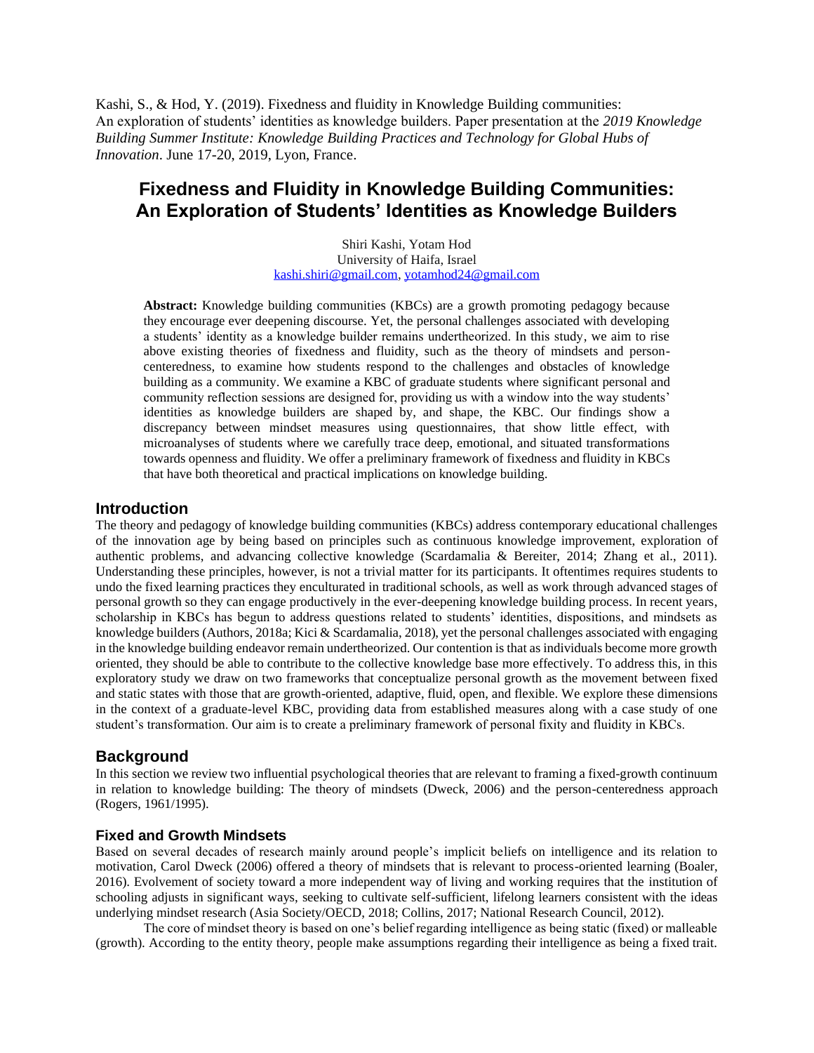Kashi, S., & Hod, Y. (2019). Fixedness and fluidity in Knowledge Building communities: An exploration of students' identities as knowledge builders. Paper presentation at the *2019 Knowledge Building Summer Institute: Knowledge Building Practices and Technology for Global Hubs of Innovation*. June 17-20, 2019, Lyon, France.

# Fixedness and Fluidity in Knowledge Building Communities: An Exploration of Students' Identities as Knowledge Builders

Shiri Kashi, Yotam Hod
University of Haifa, Israel
kashi.shiri@gmail.com, yotamhod24@gmail.com

**Abstract:** Knowledge building communities (KBCs) are a growth promoting pedagogy because they encourage ever deepening discourse. Yet, the personal challenges associated with developing a students' identity as a knowledge builder remains undertheorized. In this study, we aim to rise above existing theories of fixedness and fluidity, such as the theory of mindsets and person-centeredness, to examine how students respond to the challenges and obstacles of knowledge building as a community. We examine a KBC of graduate students where significant personal and community reflection sessions are designed for, providing us with a window into the way students' identities as knowledge builders are shaped by, and shape, the KBC. Our findings show a discrepancy between mindset measures using questionnaires, that show little effect, with microanalyses of students where we carefully trace deep, emotional, and situated transformations towards openness and fluidity. We offer a preliminary framework of fixedness and fluidity in KBCs that have both theoretical and practical implications on knowledge building.

## Introduction

The theory and pedagogy of knowledge building communities (KBCs) address contemporary educational challenges of the innovation age by being based on principles such as continuous knowledge improvement, exploration of authentic problems, and advancing collective knowledge (Scardamalia & Bereiter, 2014; Zhang et al., 2011). Understanding these principles, however, is not a trivial matter for its participants. It oftentimes requires students to undo the fixed learning practices they enculturated in traditional schools, as well as work through advanced stages of personal growth so they can engage productively in the ever-deepening knowledge building process. In recent years, scholarship in KBCs has begun to address questions related to students' identities, dispositions, and mindsets as knowledge builders (Authors, 2018a; Kici & Scardamalia, 2018), yet the personal challenges associated with engaging in the knowledge building endeavor remain undertheorized. Our contention is that as individuals become more growth oriented, they should be able to contribute to the collective knowledge base more effectively. To address this, in this exploratory study we draw on two frameworks that conceptualize personal growth as the movement between fixed and static states with those that are growth-oriented, adaptive, fluid, open, and flexible. We explore these dimensions in the context of a graduate-level KBC, providing data from established measures along with a case study of one student's transformation. Our aim is to create a preliminary framework of personal fixity and fluidity in KBCs.

## Background

In this section we review two influential psychological theories that are relevant to framing a fixed-growth continuum in relation to knowledge building: The theory of mindsets (Dweck, 2006) and the person-centeredness approach (Rogers, 1961/1995).

### Fixed and Growth Mindsets

Based on several decades of research mainly around people's implicit beliefs on intelligence and its relation to motivation, Carol Dweck (2006) offered a theory of mindsets that is relevant to process-oriented learning (Boaler, 2016). Evolvement of society toward a more independent way of living and working requires that the institution of schooling adjusts in significant ways, seeking to cultivate self-sufficient, lifelong learners consistent with the ideas underlying mindset research (Asia Society/OECD, 2018; Collins, 2017; National Research Council, 2012).

The core of mindset theory is based on one's belief regarding intelligence as being static (fixed) or malleable (growth). According to the entity theory, people make assumptions regarding their intelligence as being a fixed trait.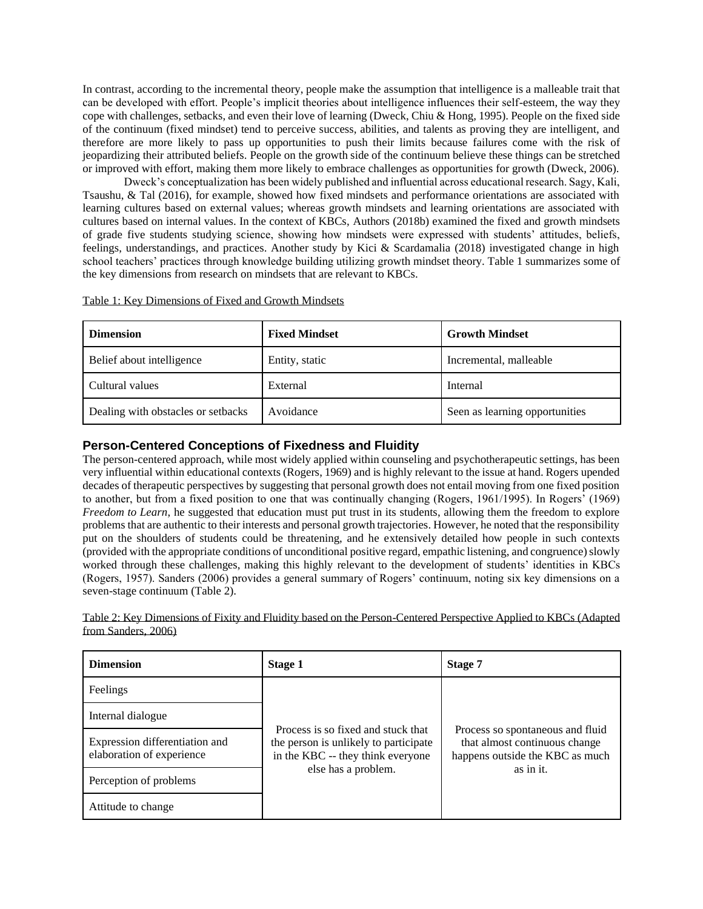In contrast, according to the incremental theory, people make the assumption that intelligence is a malleable trait that can be developed with effort. People's implicit theories about intelligence influences their self-esteem, the way they cope with challenges, setbacks, and even their love of learning (Dweck, Chiu & Hong, 1995). People on the fixed side of the continuum (fixed mindset) tend to perceive success, abilities, and talents as proving they are intelligent, and therefore are more likely to pass up opportunities to push their limits because failures come with the risk of jeopardizing their attributed beliefs. People on the growth side of the continuum believe these things can be stretched or improved with effort, making them more likely to embrace challenges as opportunities for growth (Dweck, 2006).

Dweck's conceptualization has been widely published and influential across educational research. Sagy, Kali, Tsaushu, & Tal (2016), for example, showed how fixed mindsets and performance orientations are associated with learning cultures based on external values; whereas growth mindsets and learning orientations are associated with cultures based on internal values. In the context of KBCs, Authors (2018b) examined the fixed and growth mindsets of grade five students studying science, showing how mindsets were expressed with students' attitudes, beliefs, feelings, understandings, and practices. Another study by Kici & Scardamalia (2018) investigated change in high school teachers' practices through knowledge building utilizing growth mindset theory. Table 1 summarizes some of the key dimensions from research on mindsets that are relevant to KBCs.

Table 1: Key Dimensions of Fixed and Growth Mindsets

| **Dimension** | **Fixed Mindset** | **Growth Mindset** |
| --- | --- | --- |
| Belief about intelligence | Entity, static | Incremental, malleable |
| Cultural values | External | Internal |
| Dealing with obstacles or setbacks | Avoidance | Seen as learning opportunities |

## Person-Centered Conceptions of Fixedness and Fluidity

The person-centered approach, while most widely applied within counseling and psychotherapeutic settings, has been very influential within educational contexts (Rogers, 1969) and is highly relevant to the issue at hand. Rogers upended decades of therapeutic perspectives by suggesting that personal growth does not entail moving from one fixed position to another, but from a fixed position to one that was continually changing (Rogers, 1961/1995). In Rogers' (1969) *Freedom to Learn*, he suggested that education must put trust in its students, allowing them the freedom to explore problems that are authentic to their interests and personal growth trajectories. However, he noted that the responsibility put on the shoulders of students could be threatening, and he extensively detailed how people in such contexts (provided with the appropriate conditions of unconditional positive regard, empathic listening, and congruence) slowly worked through these challenges, making this highly relevant to the development of students' identities in KBCs (Rogers, 1957). Sanders (2006) provides a general summary of Rogers' continuum, noting six key dimensions on a seven-stage continuum (Table 2).

Table 2: Key Dimensions of Fixity and Fluidity based on the Person-Centered Perspective Applied to KBCs (Adapted from Sanders, 2006)

| **Dimension** | **Stage 1** | **Stage 7** |
| --- | --- | --- |
| Feelings | Process is so fixed and stuck that the person is unlikely to participate in the KBC -- they think everyone else has a problem. | Process so spontaneous and fluid that almost continuous change happens outside the KBC as much as in it. |
| Internal dialogue | | |
| Expression differentiation and elaboration of experience | | |
| Perception of problems | | |
| Attitude to change | | |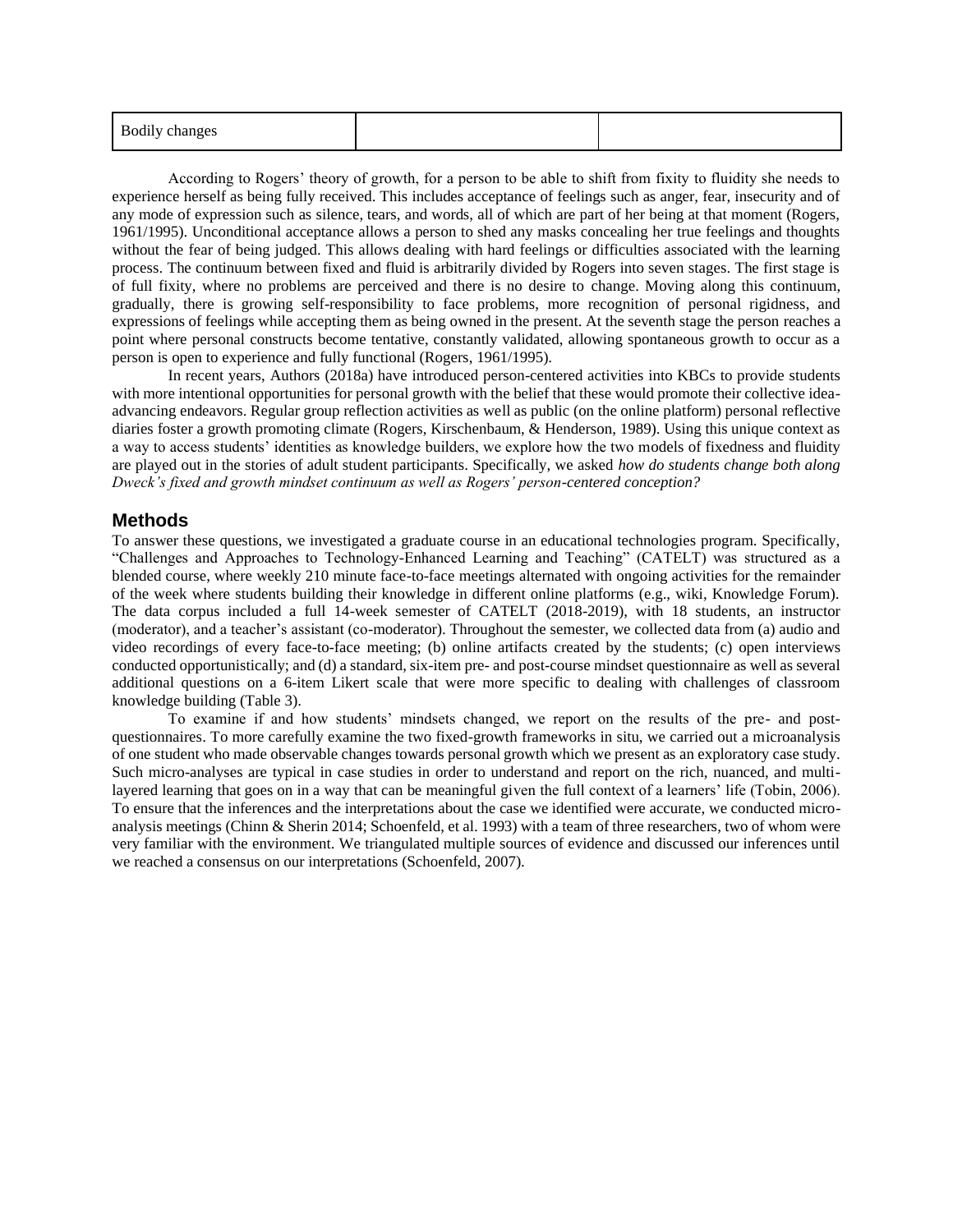| Bodily changes | | |
|---|---|---|

According to Rogers' theory of growth, for a person to be able to shift from fixity to fluidity she needs to experience herself as being fully received. This includes acceptance of feelings such as anger, fear, insecurity and of any mode of expression such as silence, tears, and words, all of which are part of her being at that moment (Rogers, 1961/1995). Unconditional acceptance allows a person to shed any masks concealing her true feelings and thoughts without the fear of being judged. This allows dealing with hard feelings or difficulties associated with the learning process. The continuum between fixed and fluid is arbitrarily divided by Rogers into seven stages. The first stage is of full fixity, where no problems are perceived and there is no desire to change. Moving along this continuum, gradually, there is growing self-responsibility to face problems, more recognition of personal rigidness, and expressions of feelings while accepting them as being owned in the present. At the seventh stage the person reaches a point where personal constructs become tentative, constantly validated, allowing spontaneous growth to occur as a person is open to experience and fully functional (Rogers, 1961/1995).

In recent years, Authors (2018a) have introduced person-centered activities into KBCs to provide students with more intentional opportunities for personal growth with the belief that these would promote their collective idea-advancing endeavors. Regular group reflection activities as well as public (on the online platform) personal reflective diaries foster a growth promoting climate (Rogers, Kirschenbaum, & Henderson, 1989). Using this unique context as a way to access students' identities as knowledge builders, we explore how the two models of fixedness and fluidity are played out in the stories of adult student participants. Specifically, we asked *how do students change both along Dweck's fixed and growth mindset continuum as well as Rogers' person-centered conception?*

## Methods

To answer these questions, we investigated a graduate course in an educational technologies program. Specifically, "Challenges and Approaches to Technology-Enhanced Learning and Teaching" (CATELT) was structured as a blended course, where weekly 210 minute face-to-face meetings alternated with ongoing activities for the remainder of the week where students building their knowledge in different online platforms (e.g., wiki, Knowledge Forum). The data corpus included a full 14-week semester of CATELT (2018-2019), with 18 students, an instructor (moderator), and a teacher's assistant (co-moderator). Throughout the semester, we collected data from (a) audio and video recordings of every face-to-face meeting; (b) online artifacts created by the students; (c) open interviews conducted opportunistically; and (d) a standard, six-item pre- and post-course mindset questionnaire as well as several additional questions on a 6-item Likert scale that were more specific to dealing with challenges of classroom knowledge building (Table 3).

To examine if and how students' mindsets changed, we report on the results of the pre- and post-questionnaires. To more carefully examine the two fixed-growth frameworks in situ, we carried out a microanalysis of one student who made observable changes towards personal growth which we present as an exploratory case study. Such micro-analyses are typical in case studies in order to understand and report on the rich, nuanced, and multi-layered learning that goes on in a way that can be meaningful given the full context of a learners' life (Tobin, 2006). To ensure that the inferences and the interpretations about the case we identified were accurate, we conducted micro-analysis meetings (Chinn & Sherin 2014; Schoenfeld, et al. 1993) with a team of three researchers, two of whom were very familiar with the environment. We triangulated multiple sources of evidence and discussed our inferences until we reached a consensus on our interpretations (Schoenfeld, 2007).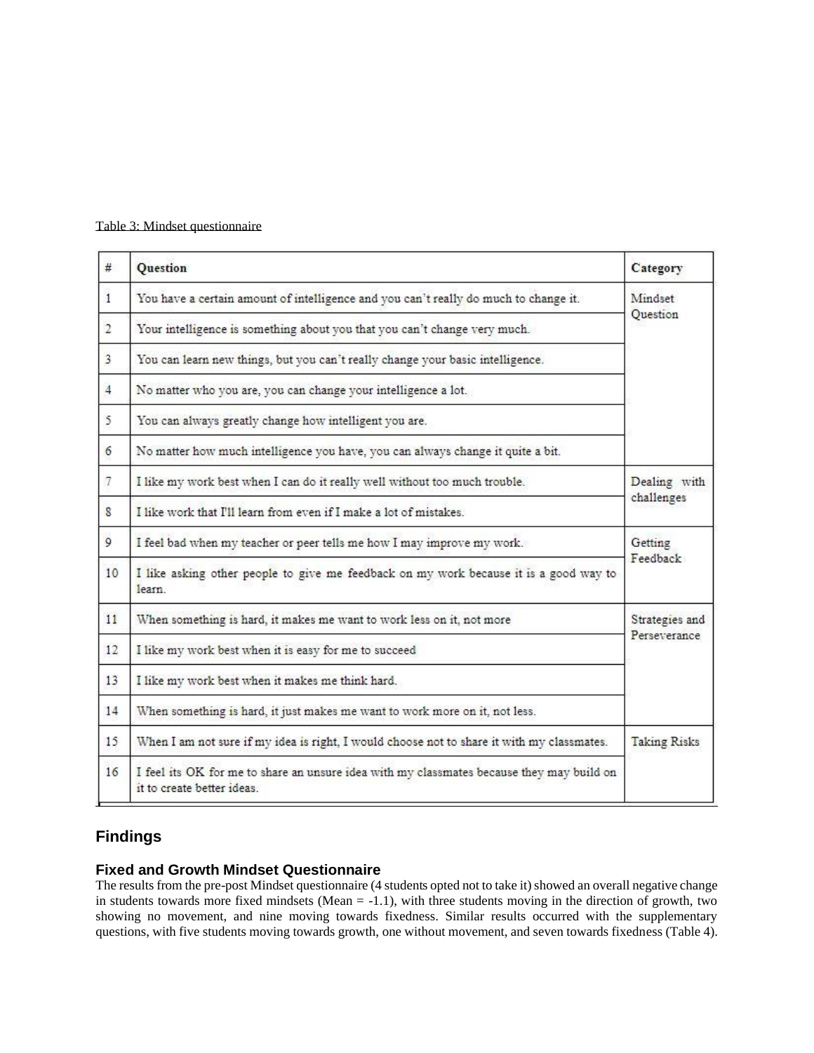Table 3: Mindset questionnaire

| # | Question | Category |
| --- | --- | --- |
| 1 | You have a certain amount of intelligence and you can't really do much to change it. | Mindset Question |
| 2 | Your intelligence is something about you that you can't change very much. | |
| 3 | You can learn new things, but you can't really change your basic intelligence. | |
| 4 | No matter who you are, you can change your intelligence a lot. | |
| 5 | You can always greatly change how intelligent you are. | |
| 6 | No matter how much intelligence you have, you can always change it quite a bit. | |
| 7 | I like my work best when I can do it really well without too much trouble. | Dealing with challenges |
| 8 | I like work that I'll learn from even if I make a lot of mistakes. | |
| 9 | I feel bad when my teacher or peer tells me how I may improve my work. | Getting Feedback |
| 10 | I like asking other people to give me feedback on my work because it is a good way to learn. | |
| 11 | When something is hard, it makes me want to work less on it, not more | Strategies and Perseverance |
| 12 | I like my work best when it is easy for me to succeed | |
| 13 | I like my work best when it makes me think hard. | |
| 14 | When something is hard, it just makes me want to work more on it, not less. | |
| 15 | When I am not sure if my idea is right, I would choose not to share it with my classmates. | Taking Risks |
| 16 | I feel its OK for me to share an unsure idea with my classmates because they may build on it to create better ideas. | |

## Findings

### Fixed and Growth Mindset Questionnaire

The results from the pre-post Mindset questionnaire (4 students opted not to take it) showed an overall negative change in students towards more fixed mindsets (Mean = -1.1), with three students moving in the direction of growth, two showing no movement, and nine moving towards fixedness. Similar results occurred with the supplementary questions, with five students moving towards growth, one without movement, and seven towards fixedness (Table 4).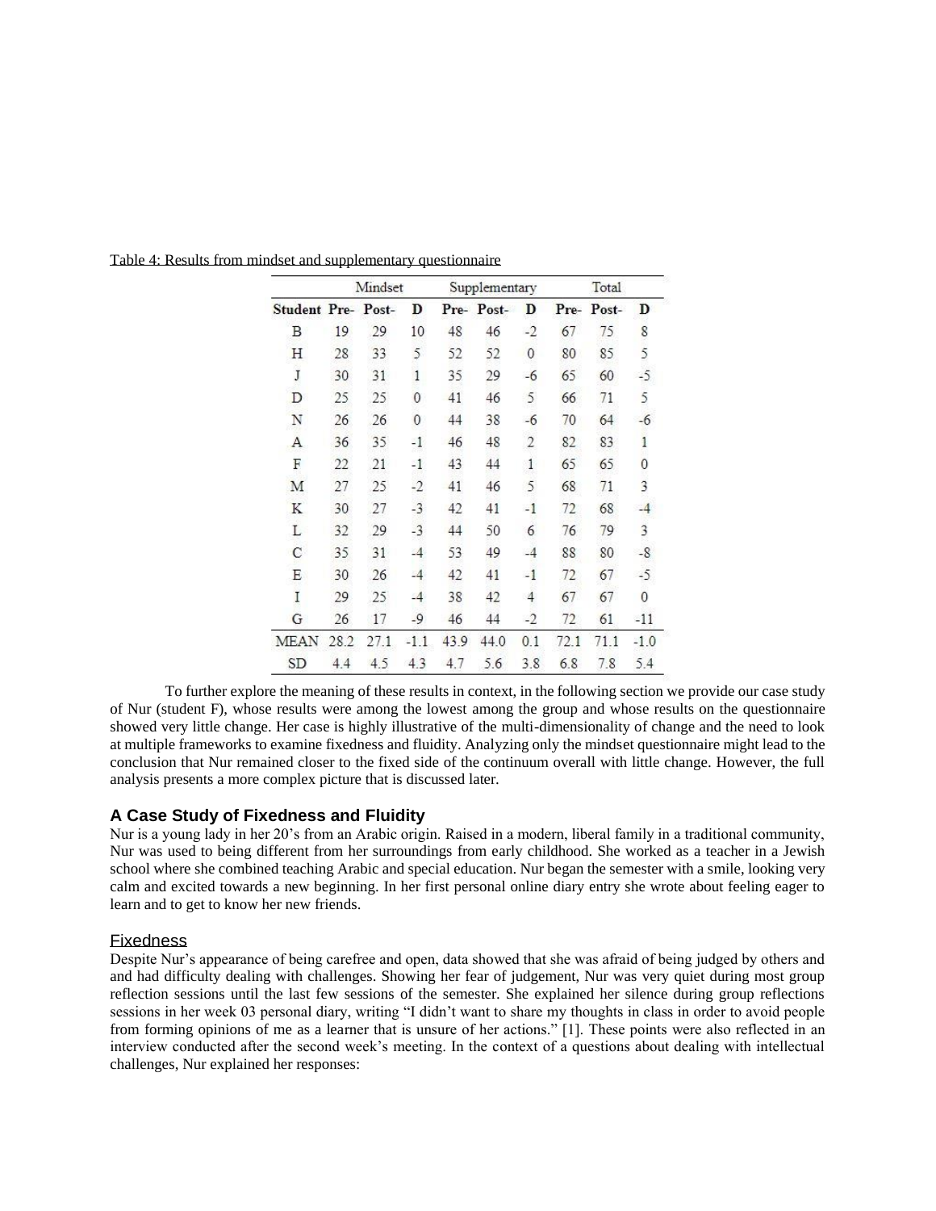Table 4: Results from mindset and supplementary questionnaire

| | Mindset | | | Supplementary | | | Total | | |
|---|---|---|---|---|---|---|---|---|---|
| **Student** | **Pre-** | **Post-** | **D** | **Pre-** | **Post-** | **D** | **Pre-** | **Post-** | **D** |
| B | 19 | 29 | 10 | 48 | 46 | -2 | 67 | 75 | 8 |
| H | 28 | 33 | 5 | 52 | 52 | 0 | 80 | 85 | 5 |
| J | 30 | 31 | 1 | 35 | 29 | -6 | 65 | 60 | -5 |
| D | 25 | 25 | 0 | 41 | 46 | 5 | 66 | 71 | 5 |
| N | 26 | 26 | 0 | 44 | 38 | -6 | 70 | 64 | -6 |
| A | 36 | 35 | -1 | 46 | 48 | 2 | 82 | 83 | 1 |
| F | 22 | 21 | -1 | 43 | 44 | 1 | 65 | 65 | 0 |
| M | 27 | 25 | -2 | 41 | 46 | 5 | 68 | 71 | 3 |
| K | 30 | 27 | -3 | 42 | 41 | -1 | 72 | 68 | -4 |
| L | 32 | 29 | -3 | 44 | 50 | 6 | 76 | 79 | 3 |
| C | 35 | 31 | -4 | 53 | 49 | -4 | 88 | 80 | -8 |
| E | 30 | 26 | -4 | 42 | 41 | -1 | 72 | 67 | -5 |
| I | 29 | 25 | -4 | 38 | 42 | 4 | 67 | 67 | 0 |
| G | 26 | 17 | -9 | 46 | 44 | -2 | 72 | 61 | -11 |
| MEAN | 28.2 | 27.1 | -1.1 | 43.9 | 44.0 | 0.1 | 72.1 | 71.1 | -1.0 |
| SD | 4.4 | 4.5 | 4.3 | 4.7 | 5.6 | 3.8 | 6.8 | 7.8 | 5.4 |

To further explore the meaning of these results in context, in the following section we provide our case study of Nur (student F), whose results were among the lowest among the group and whose results on the questionnaire showed very little change. Her case is highly illustrative of the multi-dimensionality of change and the need to look at multiple frameworks to examine fixedness and fluidity. Analyzing only the mindset questionnaire might lead to the conclusion that Nur remained closer to the fixed side of the continuum overall with little change. However, the full analysis presents a more complex picture that is discussed later.

## A Case Study of Fixedness and Fluidity

Nur is a young lady in her 20's from an Arabic origin. Raised in a modern, liberal family in a traditional community, Nur was used to being different from her surroundings from early childhood. She worked as a teacher in a Jewish school where she combined teaching Arabic and special education. Nur began the semester with a smile, looking very calm and excited towards a new beginning. In her first personal online diary entry she wrote about feeling eager to learn and to get to know her new friends.

### Fixedness

Despite Nur's appearance of being carefree and open, data showed that she was afraid of being judged by others and and had difficulty dealing with challenges. Showing her fear of judgement, Nur was very quiet during most group reflection sessions until the last few sessions of the semester. She explained her silence during group reflections sessions in her week 03 personal diary, writing "I didn't want to share my thoughts in class in order to avoid people from forming opinions of me as a learner that is unsure of her actions." [1]. These points were also reflected in an interview conducted after the second week's meeting. In the context of a questions about dealing with intellectual challenges, Nur explained her responses: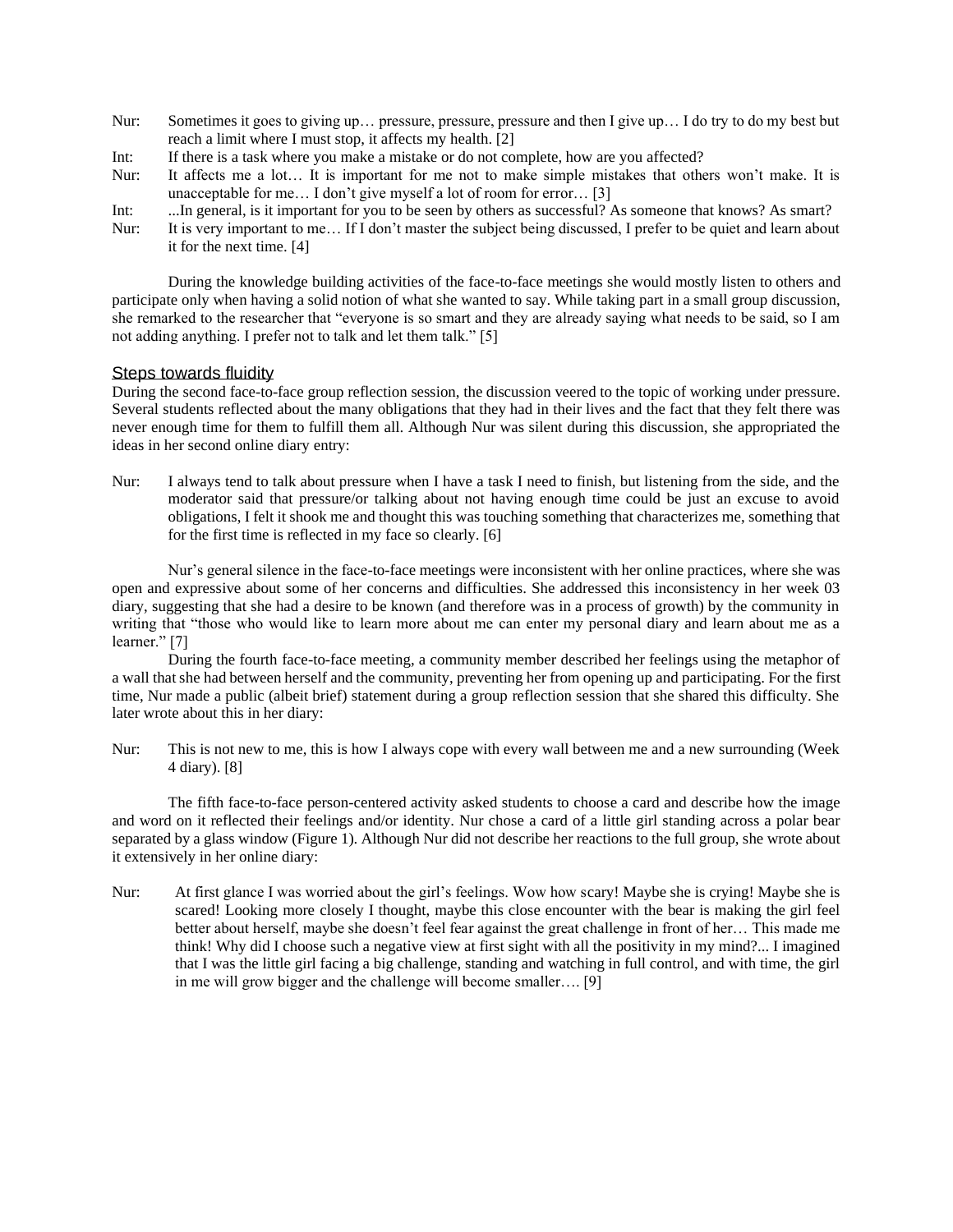Nur: Sometimes it goes to giving up… pressure, pressure, pressure and then I give up… I do try to do my best but reach a limit where I must stop, it affects my health. [2]

Int: If there is a task where you make a mistake or do not complete, how are you affected?

Nur: It affects me a lot… It is important for me not to make simple mistakes that others won't make. It is unacceptable for me… I don't give myself a lot of room for error… [3]

Int: ...In general, is it important for you to be seen by others as successful? As someone that knows? As smart?

Nur: It is very important to me… If I don't master the subject being discussed, I prefer to be quiet and learn about it for the next time. [4]

During the knowledge building activities of the face-to-face meetings she would mostly listen to others and participate only when having a solid notion of what she wanted to say. While taking part in a small group discussion, she remarked to the researcher that "everyone is so smart and they are already saying what needs to be said, so I am not adding anything. I prefer not to talk and let them talk." [5]

## Steps towards fluidity

During the second face-to-face group reflection session, the discussion veered to the topic of working under pressure. Several students reflected about the many obligations that they had in their lives and the fact that they felt there was never enough time for them to fulfill them all. Although Nur was silent during this discussion, she appropriated the ideas in her second online diary entry:

Nur: I always tend to talk about pressure when I have a task I need to finish, but listening from the side, and the moderator said that pressure/or talking about not having enough time could be just an excuse to avoid obligations, I felt it shook me and thought this was touching something that characterizes me, something that for the first time is reflected in my face so clearly. [6]

Nur's general silence in the face-to-face meetings were inconsistent with her online practices, where she was open and expressive about some of her concerns and difficulties. She addressed this inconsistency in her week 03 diary, suggesting that she had a desire to be known (and therefore was in a process of growth) by the community in writing that "those who would like to learn more about me can enter my personal diary and learn about me as a learner." [7]

During the fourth face-to-face meeting, a community member described her feelings using the metaphor of a wall that she had between herself and the community, preventing her from opening up and participating. For the first time, Nur made a public (albeit brief) statement during a group reflection session that she shared this difficulty. She later wrote about this in her diary:

Nur: This is not new to me, this is how I always cope with every wall between me and a new surrounding (Week 4 diary). [8]

The fifth face-to-face person-centered activity asked students to choose a card and describe how the image and word on it reflected their feelings and/or identity. Nur chose a card of a little girl standing across a polar bear separated by a glass window (Figure 1). Although Nur did not describe her reactions to the full group, she wrote about it extensively in her online diary:

Nur: At first glance I was worried about the girl's feelings. Wow how scary! Maybe she is crying! Maybe she is scared! Looking more closely I thought, maybe this close encounter with the bear is making the girl feel better about herself, maybe she doesn't feel fear against the great challenge in front of her… This made me think! Why did I choose such a negative view at first sight with all the positivity in my mind?... I imagined that I was the little girl facing a big challenge, standing and watching in full control, and with time, the girl in me will grow bigger and the challenge will become smaller…. [9]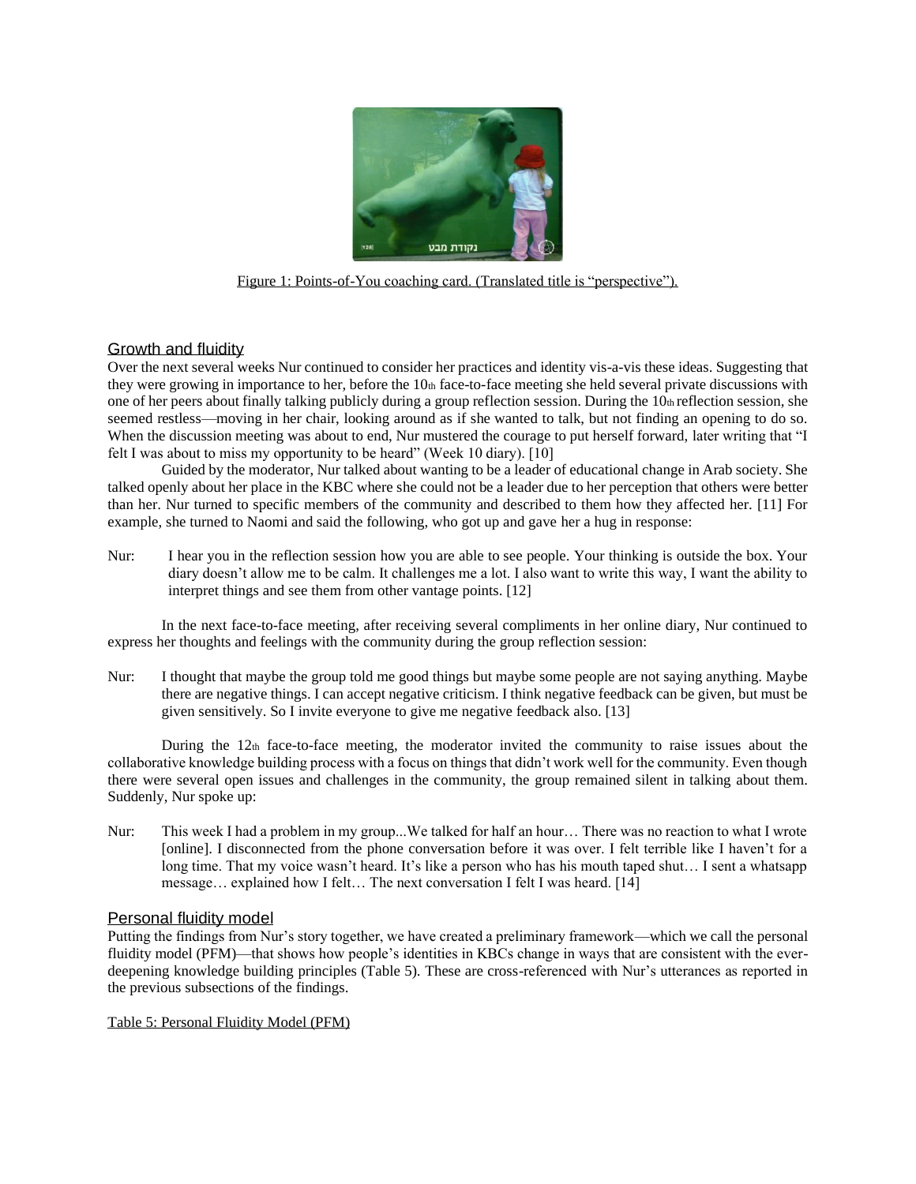Figure 1: Points-of-You coaching card. (Translated title is “perspective”).

## Growth and fluidity

Over the next several weeks Nur continued to consider her practices and identity vis-a-vis these ideas. Suggesting that they were growing in importance to her, before the 10th face-to-face meeting she held several private discussions with one of her peers about finally talking publicly during a group reflection session. During the 10th reflection session, she seemed restless—moving in her chair, looking around as if she wanted to talk, but not finding an opening to do so. When the discussion meeting was about to end, Nur mustered the courage to put herself forward, later writing that “I felt I was about to miss my opportunity to be heard” (Week 10 diary). [10]

Guided by the moderator, Nur talked about wanting to be a leader of educational change in Arab society. She talked openly about her place in the KBC where she could not be a leader due to her perception that others were better than her. Nur turned to specific members of the community and described to them how they affected her. [11] For example, she turned to Naomi and said the following, who got up and gave her a hug in response:

Nur: I hear you in the reflection session how you are able to see people. Your thinking is outside the box. Your diary doesn’t allow me to be calm. It challenges me a lot. I also want to write this way, I want the ability to interpret things and see them from other vantage points. [12]

In the next face-to-face meeting, after receiving several compliments in her online diary, Nur continued to express her thoughts and feelings with the community during the group reflection session:

Nur: I thought that maybe the group told me good things but maybe some people are not saying anything. Maybe there are negative things. I can accept negative criticism. I think negative feedback can be given, but must be given sensitively. So I invite everyone to give me negative feedback also. [13]

During the 12th face-to-face meeting, the moderator invited the community to raise issues about the collaborative knowledge building process with a focus on things that didn’t work well for the community. Even though there were several open issues and challenges in the community, the group remained silent in talking about them. Suddenly, Nur spoke up:

Nur: This week I had a problem in my group...We talked for half an hour… There was no reaction to what I wrote [online]. I disconnected from the phone conversation before it was over. I felt terrible like I haven’t for a long time. That my voice wasn’t heard. It’s like a person who has his mouth taped shut… I sent a whatsapp message… explained how I felt… The next conversation I felt I was heard. [14]

## Personal fluidity model

Putting the findings from Nur’s story together, we have created a preliminary framework—which we call the personal fluidity model (PFM)—that shows how people’s identities in KBCs change in ways that are consistent with the ever-deepening knowledge building principles (Table 5). These are cross-referenced with Nur’s utterances as reported in the previous subsections of the findings.

Table 5: Personal Fluidity Model (PFM)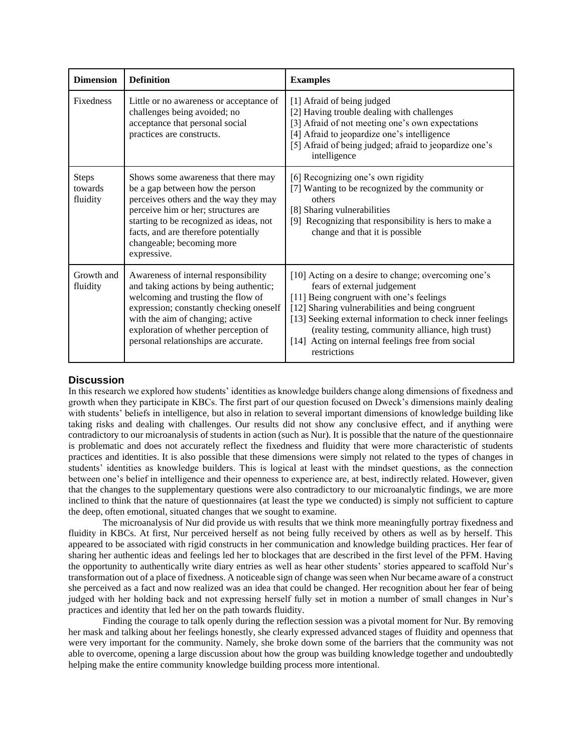| Dimension | Definition | Examples |
|---|---|---|
| Fixedness | Little or no awareness or acceptance of challenges being avoided; no acceptance that personal social practices are constructs. | [1] Afraid of being judged<br>[2] Having trouble dealing with challenges<br>[3] Afraid of not meeting one's own expectations<br>[4] Afraid to jeopardize one's intelligence<br>[5] Afraid of being judged; afraid to jeopardize one's intelligence |
| Steps towards fluidity | Shows some awareness that there may be a gap between how the person perceives others and the way they may perceive him or her; structures are starting to be recognized as ideas, not facts, and are therefore potentially changeable; becoming more expressive. | [6] Recognizing one's own rigidity<br>[7] Wanting to be recognized by the community or others<br>[8] Sharing vulnerabilities<br>[9] Recognizing that responsibility is hers to make a change and that it is possible |
| Growth and fluidity | Awareness of internal responsibility and taking actions by being authentic; welcoming and trusting the flow of expression; constantly checking oneself with the aim of changing; active exploration of whether perception of personal relationships are accurate. | [10] Acting on a desire to change; overcoming one's fears of external judgement<br>[11] Being congruent with one's feelings<br>[12] Sharing vulnerabilities and being congruent<br>[13] Seeking external information to check inner feelings (reality testing, community alliance, high trust)<br>[14] Acting on internal feelings free from social restrictions |

## Discussion

In this research we explored how students' identities as knowledge builders change along dimensions of fixedness and growth when they participate in KBCs. The first part of our question focused on Dweck's dimensions mainly dealing with students' beliefs in intelligence, but also in relation to several important dimensions of knowledge building like taking risks and dealing with challenges. Our results did not show any conclusive effect, and if anything were contradictory to our microanalysis of students in action (such as Nur). It is possible that the nature of the questionnaire is problematic and does not accurately reflect the fixedness and fluidity that were more characteristic of students practices and identities. It is also possible that these dimensions were simply not related to the types of changes in students' identities as knowledge builders. This is logical at least with the mindset questions, as the connection between one's belief in intelligence and their openness to experience are, at best, indirectly related. However, given that the changes to the supplementary questions were also contradictory to our microanalytic findings, we are more inclined to think that the nature of questionnaires (at least the type we conducted) is simply not sufficient to capture the deep, often emotional, situated changes that we sought to examine.

The microanalysis of Nur did provide us with results that we think more meaningfully portray fixedness and fluidity in KBCs. At first, Nur perceived herself as not being fully received by others as well as by herself. This appeared to be associated with rigid constructs in her communication and knowledge building practices. Her fear of sharing her authentic ideas and feelings led her to blockages that are described in the first level of the PFM. Having the opportunity to authentically write diary entries as well as hear other students' stories appeared to scaffold Nur's transformation out of a place of fixedness. A noticeable sign of change was seen when Nur became aware of a construct she perceived as a fact and now realized was an idea that could be changed. Her recognition about her fear of being judged with her holding back and not expressing herself fully set in motion a number of small changes in Nur's practices and identity that led her on the path towards fluidity.

Finding the courage to talk openly during the reflection session was a pivotal moment for Nur. By removing her mask and talking about her feelings honestly, she clearly expressed advanced stages of fluidity and openness that were very important for the community. Namely, she broke down some of the barriers that the community was not able to overcome, opening a large discussion about how the group was building knowledge together and undoubtedly helping make the entire community knowledge building process more intentional.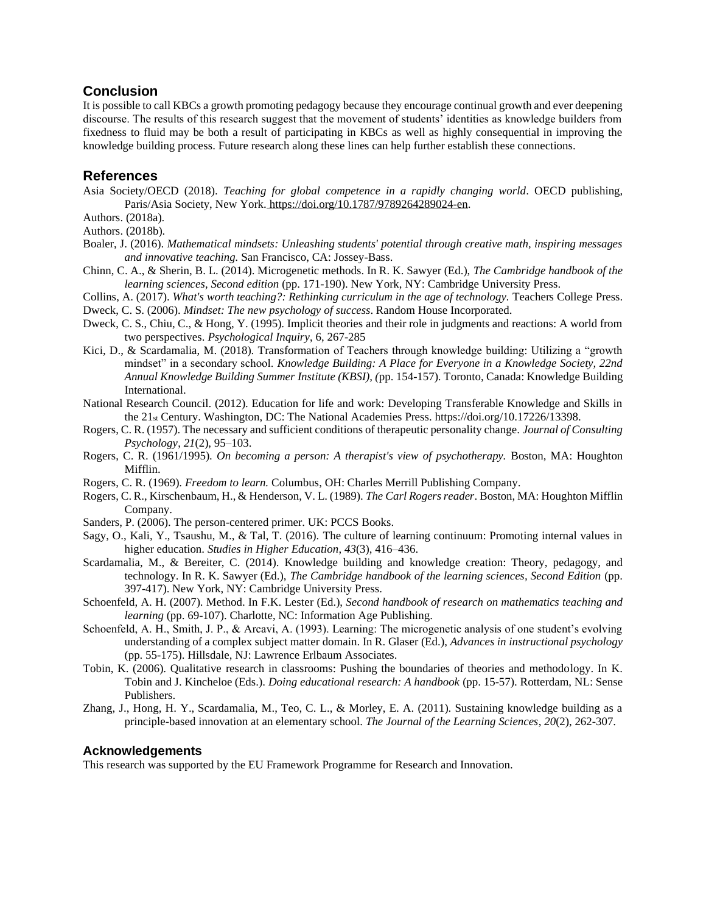## Conclusion

It is possible to call KBCs a growth promoting pedagogy because they encourage continual growth and ever deepening discourse. The results of this research suggest that the movement of students' identities as knowledge builders from fixedness to fluid may be both a result of participating in KBCs as well as highly consequential in improving the knowledge building process. Future research along these lines can help further establish these connections.

## References

Asia Society/OECD (2018). *Teaching for global competence in a rapidly changing world*. OECD publishing, Paris/Asia Society, New York. https://doi.org/10.1787/9789264289024-en.

Authors. (2018a).

Authors. (2018b).

Boaler, J. (2016). *Mathematical mindsets: Unleashing students' potential through creative math, inspiring messages and innovative teaching.* San Francisco, CA: Jossey-Bass.

Chinn, C. A., & Sherin, B. L. (2014). Microgenetic methods. In R. K. Sawyer (Ed.), *The Cambridge handbook of the learning sciences, Second edition* (pp. 171-190). New York, NY: Cambridge University Press.

Collins, A. (2017). *What's worth teaching?: Rethinking curriculum in the age of technology.* Teachers College Press.

Dweck, C. S. (2006). *Mindset: The new psychology of success*. Random House Incorporated.

Dweck, C. S., Chiu, C., & Hong, Y. (1995). Implicit theories and their role in judgments and reactions: A world from two perspectives. *Psychological Inquiry*, 6, 267-285

Kici, D., & Scardamalia, M. (2018). Transformation of Teachers through knowledge building: Utilizing a "growth mindset" in a secondary school. *Knowledge Building: A Place for Everyone in a Knowledge Society, 22nd Annual Knowledge Building Summer Institute (KBSI), (*pp. 154-157). Toronto, Canada: Knowledge Building International.

National Research Council. (2012). Education for life and work: Developing Transferable Knowledge and Skills in the 21st Century. Washington, DC: The National Academies Press. https://doi.org/10.17226/13398.

Rogers, C. R. (1957). The necessary and sufficient conditions of therapeutic personality change. *Journal of Consulting Psychology*, *21*(2), 95–103.

Rogers, C. R. (1961/1995). *On becoming a person: A therapist's view of psychotherapy.* Boston, MA: Houghton Mifflin.

Rogers, C. R. (1969). *Freedom to learn.* Columbus, OH: Charles Merrill Publishing Company.

Rogers, C. R., Kirschenbaum, H., & Henderson, V. L. (1989). *The Carl Rogers reader*. Boston, MA: Houghton Mifflin Company.

Sanders, P. (2006). The person-centered primer. UK: PCCS Books.

Sagy, O., Kali, Y., Tsaushu, M., & Tal, T. (2016). The culture of learning continuum: Promoting internal values in higher education. *Studies in Higher Education*, *43*(3), 416–436.

Scardamalia, M., & Bereiter, C. (2014). Knowledge building and knowledge creation: Theory, pedagogy, and technology. In R. K. Sawyer (Ed.), *The Cambridge handbook of the learning sciences, Second Edition* (pp. 397-417). New York, NY: Cambridge University Press.

Schoenfeld, A. H. (2007). Method. In F.K. Lester (Ed.), *Second handbook of research on mathematics teaching and learning* (pp. 69-107). Charlotte, NC: Information Age Publishing.

Schoenfeld, A. H., Smith, J. P., & Arcavi, A. (1993). Learning: The microgenetic analysis of one student's evolving understanding of a complex subject matter domain. In R. Glaser (Ed.), *Advances in instructional psychology* (pp. 55-175). Hillsdale, NJ: Lawrence Erlbaum Associates.

Tobin, K. (2006). Qualitative research in classrooms: Pushing the boundaries of theories and methodology. In K. Tobin and J. Kincheloe (Eds.). *Doing educational research: A handbook* (pp. 15-57). Rotterdam, NL: Sense Publishers.

Zhang, J., Hong, H. Y., Scardamalia, M., Teo, C. L., & Morley, E. A. (2011). Sustaining knowledge building as a principle-based innovation at an elementary school. *The Journal of the Learning Sciences*, *20*(2), 262-307.

## Acknowledgements

This research was supported by the EU Framework Programme for Research and Innovation.